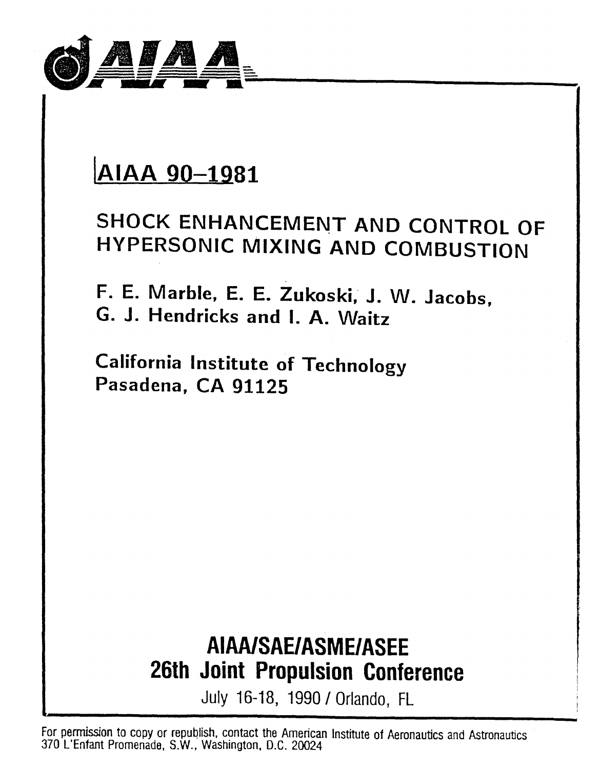AIAA

# AIAA 90-1981

## SHOCK ENHANCEMENT AND CONTROL OF HYPERSONIC MIXING AND COMBUSTION

F. E. Marble, E. E. Zukoski, J. W. Jacobs, G. J. Hendricks and I. A. Waitz

California Institute of Technology
Pasadena, CA 91125

**AIAA/SAE/ASME/ASEE**
**26th Joint Propulsion Conference**
July 16-18, 1990 / Orlando, FL

For permission to copy or republish, contact the American Institute of Aeronautics and Astronautics
370 L'Enfant Promenade, S.W., Washington, D.C. 20024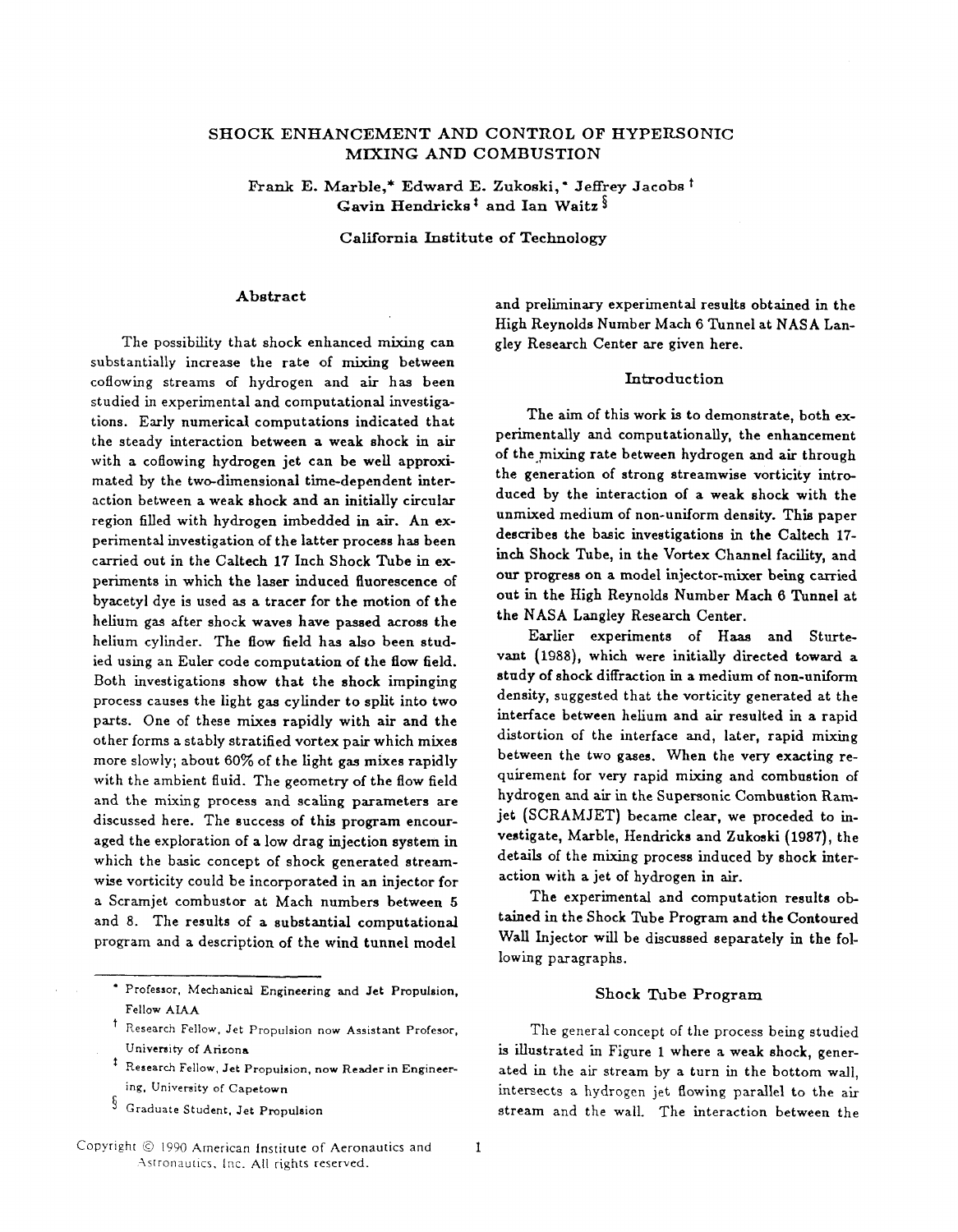# SHOCK ENHANCEMENT AND CONTROL OF HYPERSONIC MIXING AND COMBUSTION

Frank E. Marble,* Edward E. Zukoski,* Jeffrey Jacobs † Gavin Hendricks ‡ and Ian Waitz §

California Institute of Technology

## Abstract

The possibility that shock enhanced mixing can substantially increase the rate of mixing between coflowing streams of hydrogen and air has been studied in experimental and computational investigations. Early numerical computations indicated that the steady interaction between a weak shock in air with a coflowing hydrogen jet can be well approximated by the two-dimensional time-dependent interaction between a weak shock and an initially circular region filled with hydrogen imbedded in air. An experimental investigation of the latter process has been carried out in the Caltech 17 Inch Shock Tube in experiments in which the laser induced fluorescence of byacetyl dye is used as a tracer for the motion of the helium gas after shock waves have passed across the helium cylinder. The flow field has also been studied using an Euler code computation of the flow field. Both investigations show that the shock impinging process causes the light gas cylinder to split into two parts. One of these mixes rapidly with air and the other forms a stably stratified vortex pair which mixes more slowly; about 60% of the light gas mixes rapidly with the ambient fluid. The geometry of the flow field and the mixing process and scaling parameters are discussed here. The success of this program encouraged the exploration of a low drag injection system in which the basic concept of shock generated streamwise vorticity could be incorporated in an injector for a Scramjet combustor at Mach numbers between 5 and 8. The results of a substantial computational program and a description of the wind tunnel model and preliminary experimental results obtained in the High Reynolds Number Mach 6 Tunnel at NASA Langley Research Center are given here.

## Introduction

The aim of this work is to demonstrate, both experimentally and computationally, the enhancement of the mixing rate between hydrogen and air through the generation of strong streamwise vorticity introduced by the interaction of a weak shock with the unmixed medium of non-uniform density. This paper describes the basic investigations in the Caltech 17-inch Shock Tube, in the Vortex Channel facility, and our progress on a model injector-mixer being carried out in the High Reynolds Number Mach 6 Tunnel at the NASA Langley Research Center.

Earlier experiments of Haas and Sturtevant (1988), which were initially directed toward a study of shock diffraction in a medium of non-uniform density, suggested that the vorticity generated at the interface between helium and air resulted in a rapid distortion of the interface and, later, rapid mixing between the two gases. When the very exacting requirement for very rapid mixing and combustion of hydrogen and air in the Supersonic Combustion Ramjet (SCRAMJET) became clear, we proceeded to investigate, Marble, Hendricks and Zukoski (1987), the details of the mixing process induced by shock interaction with a jet of hydrogen in air.

The experimental and computation results obtained in the Shock Tube Program and the Contoured Wall Injector will be discussed separately in the following paragraphs.

## Shock Tube Program

The general concept of the process being studied is illustrated in Figure 1 where a weak shock, generated in the air stream by a turn in the bottom wall, intersects a hydrogen jet flowing parallel to the air stream and the wall. The interaction between the

---

\* Professor, Mechanical Engineering and Jet Propulsion, Fellow AIAA

† Research Fellow, Jet Propulsion now Assistant Profesor, University of Arizona

‡ Research Fellow, Jet Propulsion, now Reader in Engineering, University of Capetown

§ Graduate Student, Jet Propulsion

Copyright © 1990 American Institute of Aeronautics and Astronautics, Inc. All rights reserved.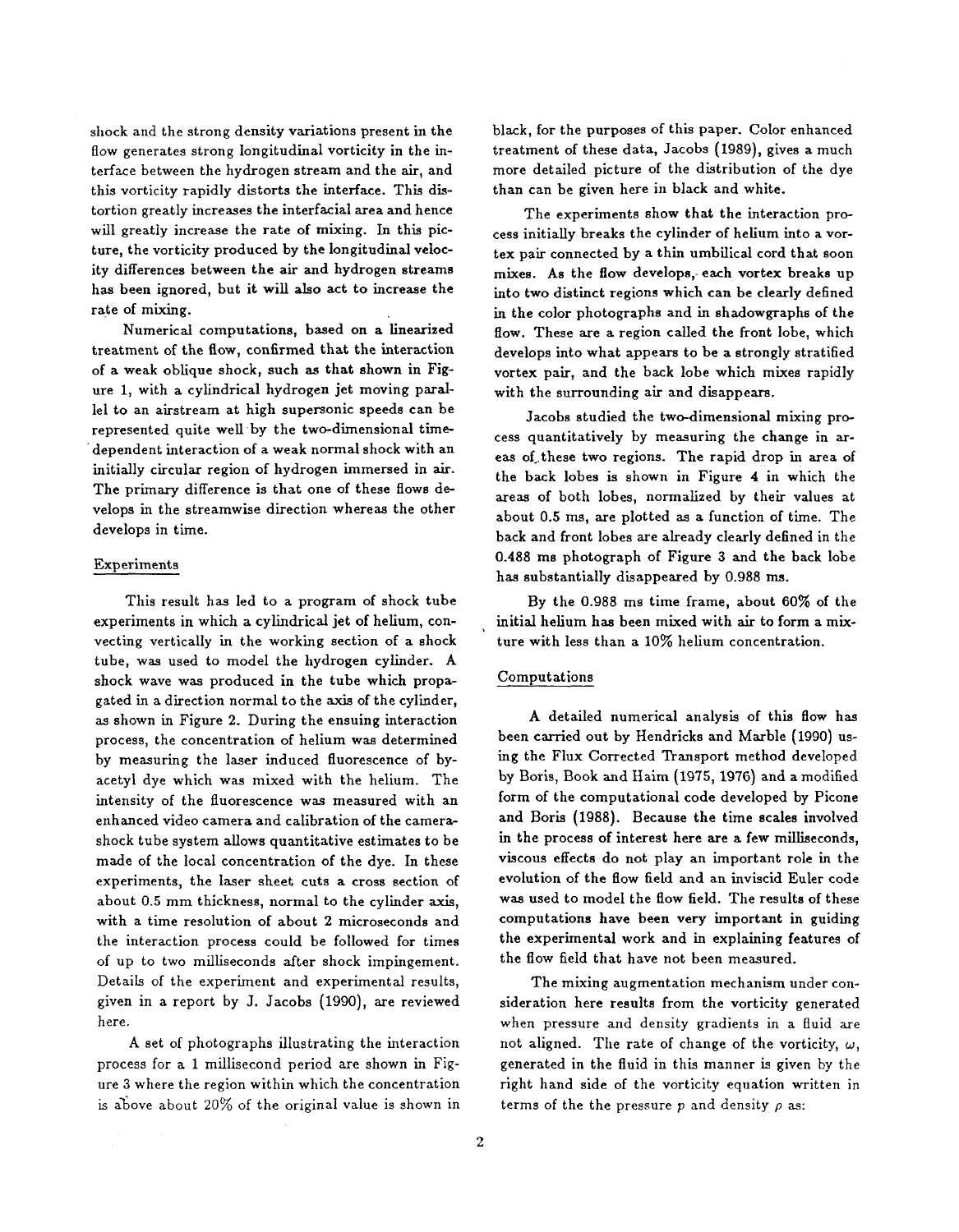shock and the strong density variations present in the flow generates strong longitudinal vorticity in the interface between the hydrogen stream and the air, and this vorticity rapidly distorts the interface. This distortion greatly increases the interfacial area and hence will greatly increase the rate of mixing. In this picture, the vorticity produced by the longitudinal velocity differences between the air and hydrogen streams has been ignored, but it will also act to increase the rate of mixing.

Numerical computations, based on a linearized treatment of the flow, confirmed that the interaction of a weak oblique shock, such as that shown in Figure 1, with a cylindrical hydrogen jet moving parallel to an airstream at high supersonic speeds can be represented quite well by the two-dimensional time-dependent interaction of a weak normal shock with an initially circular region of hydrogen immersed in air. The primary difference is that one of these flows develops in the streamwise direction whereas the other develops in time.

## Experiments

This result has led to a program of shock tube experiments in which a cylindrical jet of helium, convecting vertically in the working section of a shock tube, was used to model the hydrogen cylinder. A shock wave was produced in the tube which propagated in a direction normal to the axis of the cylinder, as shown in Figure 2. During the ensuing interaction process, the concentration of helium was determined by measuring the laser induced fluorescence of byacetyl dye which was mixed with the helium. The intensity of the fluorescence was measured with an enhanced video camera and calibration of the camera-shock tube system allows quantitative estimates to be made of the local concentration of the dye. In these experiments, the laser sheet cuts a cross section of about 0.5 mm thickness, normal to the cylinder axis, with a time resolution of about 2 microseconds and the interaction process could be followed for times of up to two milliseconds after shock impingement. Details of the experiment and experimental results, given in a report by J. Jacobs (1990), are reviewed here.

A set of photographs illustrating the interaction process for a 1 millisecond period are shown in Figure 3 where the region within which the concentration is above about 20% of the original value is shown in black, for the purposes of this paper. Color enhanced treatment of these data, Jacobs (1989), gives a much more detailed picture of the distribution of the dye than can be given here in black and white.

The experiments show that the interaction process initially breaks the cylinder of helium into a vortex pair connected by a thin umbilical cord that soon mixes. As the flow develops, each vortex breaks up into two distinct regions which can be clearly defined in the color photographs and in shadowgraphs of the flow. These are a region called the front lobe, which develops into what appears to be a strongly stratified vortex pair, and the back lobe which mixes rapidly with the surrounding air and disappears.

Jacobs studied the two-dimensional mixing process quantitatively by measuring the change in areas of these two regions. The rapid drop in area of the back lobes is shown in Figure 4 in which the areas of both lobes, normalized by their values at about 0.5 ms, are plotted as a function of time. The back and front lobes are already clearly defined in the 0.488 ms photograph of Figure 3 and the back lobe has substantially disappeared by 0.988 ms.

By the 0.988 ms time frame, about 60% of the initial helium has been mixed with air to form a mixture with less than a 10% helium concentration.

## Computations

A detailed numerical analysis of this flow has been carried out by Hendricks and Marble (1990) using the Flux Corrected Transport method developed by Boris, Book and Haim (1975, 1976) and a modified form of the computational code developed by Picone and Boris (1988). Because the time scales involved in the process of interest here are a few milliseconds, viscous effects do not play an important role in the evolution of the flow field and an inviscid Euler code was used to model the flow field. The results of these computations have been very important in guiding the experimental work and in explaining features of the flow field that have not been measured.

The mixing augmentation mechanism under consideration here results from the vorticity generated when pressure and density gradients in a fluid are not aligned. The rate of change of the vorticity, $\omega$, generated in the fluid in this manner is given by the right hand side of the vorticity equation written in terms of the the pressure $p$ and density $\rho$ as: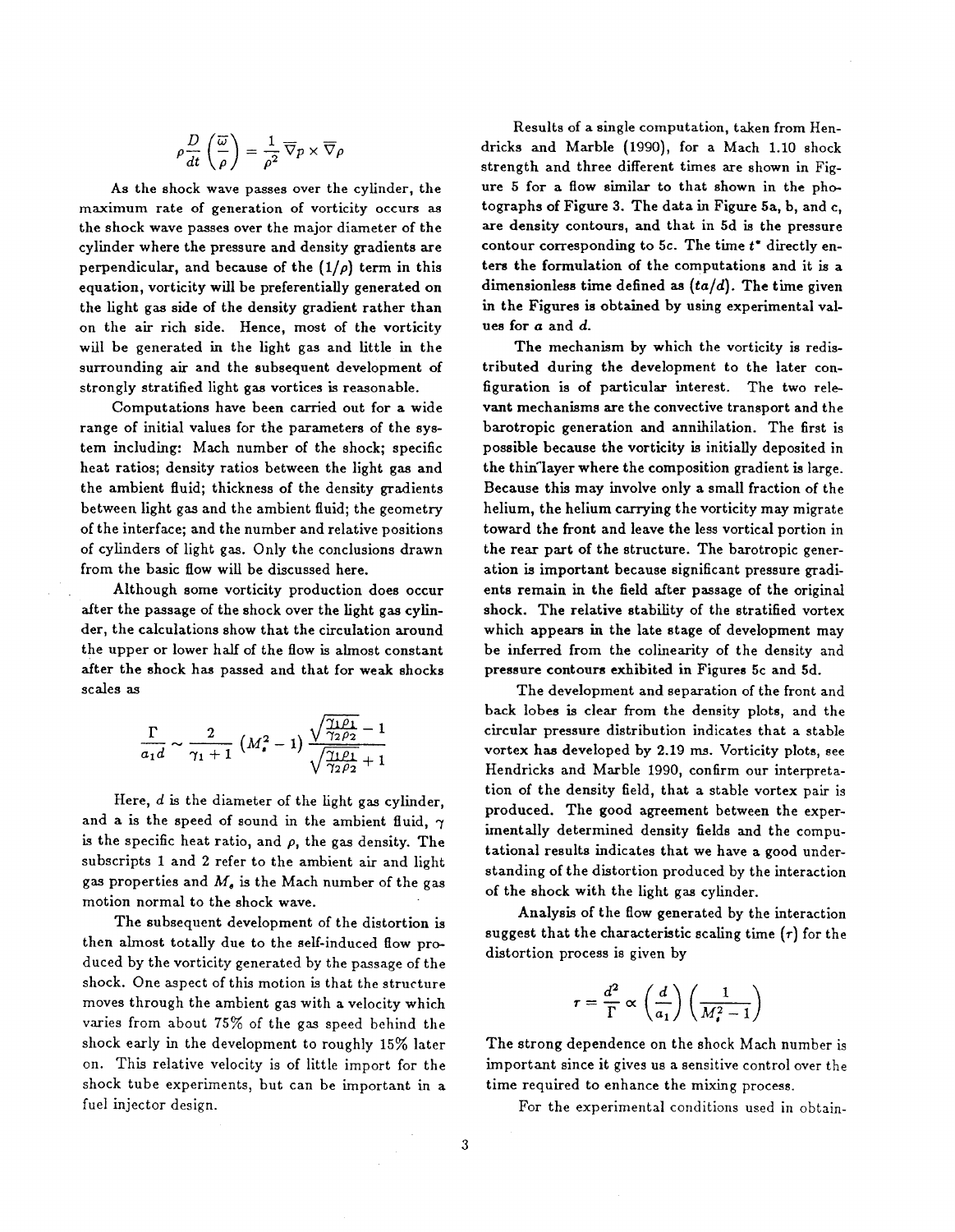$$\rho \frac{D}{dt}\left(\frac{\overline{\omega}}{\rho}\right) = \frac{1}{\rho^2} \overline{\nabla} p \times \overline{\nabla} \rho$$

As the shock wave passes over the cylinder, the maximum rate of generation of vorticity occurs as the shock wave passes over the major diameter of the cylinder where the pressure and density gradients are perpendicular, and because of the $(1/\rho)$ term in this equation, vorticity will be preferentially generated on the light gas side of the density gradient rather than on the air rich side. Hence, most of the vorticity will be generated in the light gas and little in the surrounding air and the subsequent development of strongly stratified light gas vortices is reasonable.

Computations have been carried out for a wide range of initial values for the parameters of the system including: Mach number of the shock; specific heat ratios; density ratios between the light gas and the ambient fluid; thickness of the density gradients between light gas and the ambient fluid; the geometry of the interface; and the number and relative positions of cylinders of light gas. Only the conclusions drawn from the basic flow will be discussed here.

Although some vorticity production does occur after the passage of the shock over the light gas cylinder, the calculations show that the circulation around the upper or lower half of the flow is almost constant after the shock has passed and that for weak shocks scales as

$$\frac{\Gamma}{a_1 d} \sim \frac{2}{\gamma_1 + 1}\left(M_s^2 - 1\right) \frac{\sqrt{\frac{\gamma_1 \rho_1}{\gamma_2 \rho_2}} - 1}{\sqrt{\frac{\gamma_1 \rho_1}{\gamma_2 \rho_2}} + 1}$$

Here, $d$ is the diameter of the light gas cylinder, and $a$ is the speed of sound in the ambient fluid, $\gamma$ is the specific heat ratio, and $\rho$, the gas density. The subscripts 1 and 2 refer to the ambient air and light gas properties and $M_s$ is the Mach number of the gas motion normal to the shock wave.

The subsequent development of the distortion is then almost totally due to the self-induced flow produced by the vorticity generated by the passage of the shock. One aspect of this motion is that the structure moves through the ambient gas with a velocity which varies from about 75% of the gas speed behind the shock early in the development to roughly 15% later on. This relative velocity is of little import for the shock tube experiments, but can be important in a fuel injector design.

Results of a single computation, taken from Hendricks and Marble (1990), for a Mach 1.10 shock strength and three different times are shown in Figure 5 for a flow similar to that shown in the photographs of Figure 3. The data in Figure 5a, b, and c, are density contours, and that in 5d is the pressure contour corresponding to 5c. The time $t^*$ directly enters the formulation of the computations and it is a dimensionless time defined as $(ta/d)$. The time given in the Figures is obtained by using experimental values for $a$ and $d$.

The mechanism by which the vorticity is redistributed during the development to the later configuration is of particular interest. The two relevant mechanisms are the convective transport and the barotropic generation and annihilation. The first is possible because the vorticity is initially deposited in the thin layer where the composition gradient is large. Because this may involve only a small fraction of the helium, the helium carrying the vorticity may migrate toward the front and leave the less vortical portion in the rear part of the structure. The barotropic generation is important because significant pressure gradients remain in the field after passage of the original shock. The relative stability of the stratified vortex which appears in the late stage of development may be inferred from the colinearity of the density and pressure contours exhibited in Figures 5c and 5d.

The development and separation of the front and back lobes is clear from the density plots, and the circular pressure distribution indicates that a stable vortex has developed by 2.19 ms. Vorticity plots, see Hendricks and Marble 1990, confirm our interpretation of the density field, that a stable vortex pair is produced. The good agreement between the experimentally determined density fields and the computational results indicates that we have a good understanding of the distortion produced by the interaction of the shock with the light gas cylinder.

Analysis of the flow generated by the interaction suggest that the characteristic scaling time $(\tau)$ for the distortion process is given by

$$\tau = \frac{d^2}{\Gamma} \propto \left(\frac{d}{a_1}\right)\left(\frac{1}{M_s^2 - 1}\right)$$

The strong dependence on the shock Mach number is important since it gives us a sensitive control over the time required to enhance the mixing process.

For the experimental conditions used in obtain-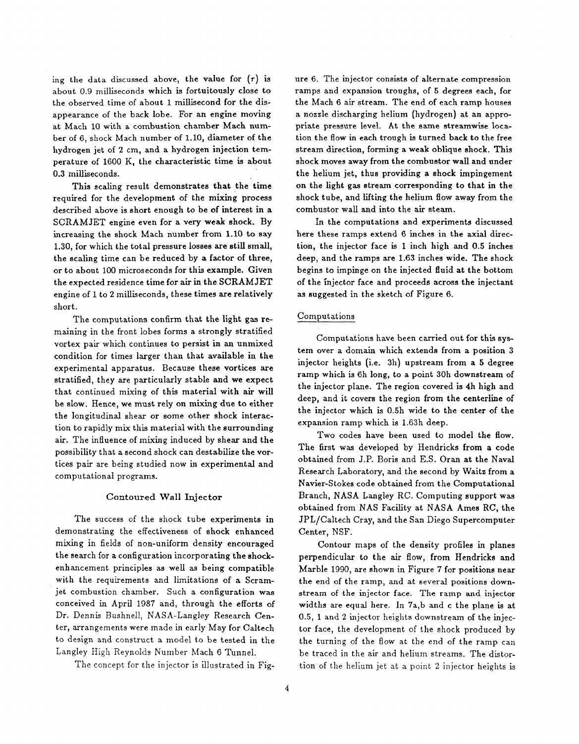ing the data discussed above, the value for $(\tau)$ is about 0.9 milliseconds which is fortuitously close to the observed time of about 1 millisecond for the disappearance of the back lobe. For an engine moving at Mach 10 with a combustion chamber Mach number of 6, shock Mach number of 1.10, diameter of the hydrogen jet of 2 cm, and a hydrogen injection temperature of 1600 K, the characteristic time is about 0.3 milliseconds.

This scaling result demonstrates that the time required for the development of the mixing process described above is short enough to be of interest in a SCRAMJET engine even for a very weak shock. By increasing the shock Mach number from 1.10 to say 1.30, for which the total pressure losses are still small, the scaling time can be reduced by a factor of three, or to about 100 microseconds for this example. Given the expected residence time for air in the SCRAMJET engine of 1 to 2 milliseconds, these times are relatively short.

The computations confirm that the light gas remaining in the front lobes forms a strongly stratified vortex pair which continues to persist in an unmixed condition for times larger than that available in the experimental apparatus. Because these vortices are stratified, they are particularly stable and we expect that continued mixing of this material with air will be slow. Hence, we must rely on mixing due to either the longitudinal shear or some other shock interaction to rapidly mix this material with the surrounding air. The influence of mixing induced by shear and the possibility that a second shock can destabilize the vortices pair are being studied now in experimental and computational programs.

## Contoured Wall Injector

The success of the shock tube experiments in demonstrating the effectiveness of shock enhanced mixing in fields of non-uniform density encouraged the search for a configuration incorporating the shock-enhancement principles as well as being compatible with the requirements and limitations of a Scramjet combustion chamber. Such a configuration was conceived in April 1987 and, through the efforts of Dr. Dennis Bushnell, NASA-Langley Research Center, arrangements were made in early May for Caltech to design and construct a model to be tested in the Langley High Reynolds Number Mach 6 Tunnel.

The concept for the injector is illustrated in Figure 6. The injector consists of alternate compression ramps and expansion troughs, of 5 degrees each, for the Mach 6 air stream. The end of each ramp houses a nozzle discharging helium (hydrogen) at an appropriate pressure level. At the same streamwise location the flow in each trough is turned back to the free stream direction, forming a weak oblique shock. This shock moves away from the combustor wall and under the helium jet, thus providing a shock impingement on the light gas stream corresponding to that in the shock tube, and lifting the helium flow away from the combustor wall and into the air steam.

In the computations and experiments discussed here these ramps extend 6 inches in the axial direction, the injector face is 1 inch high and 0.5 inches deep, and the ramps are 1.63 inches wide. The shock begins to impinge on the injected fluid at the bottom of the injector face and proceeds across the injectant as suggested in the sketch of Figure 6.

### Computations

Computations have been carried out for this system over a domain which extends from a position 3 injector heights (i.e. 3h) upstream from a 5 degree ramp which is 6h long, to a point 30h downstream of the injector plane. The region covered is 4h high and deep, and it covers the region from the centerline of the injector which is 0.5h wide to the center of the expansion ramp which is 1.63h deep.

Two codes have been used to model the flow. The first was developed by Hendricks from a code obtained from J.P. Boris and E.S. Oran at the Naval Research Laboratory, and the second by Waitz from a Navier-Stokes code obtained from the Computational Branch, NASA Langley RC. Computing support was obtained from NAS Facility at NASA Ames RC, the JPL/Caltech Cray, and the San Diego Supercomputer Center, NSF.

Contour maps of the density profiles in planes perpendicular to the air flow, from Hendricks and Marble 1990, are shown in Figure 7 for positions near the end of the ramp, and at several positions downstream of the injector face. The ramp and injector widths are equal here. In 7a,b and c the plane is at 0.5, 1 and 2 injector heights downstream of the injector face, the development of the shock produced by the turning of the flow at the end of the ramp can be traced in the air and helium streams. The distortion of the helium jet at a point 2 injector heights is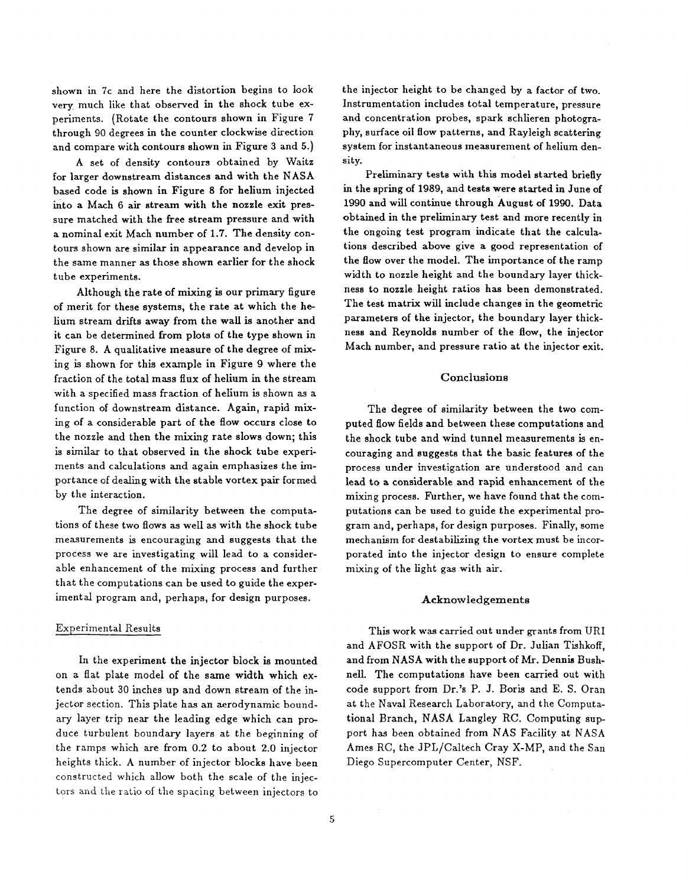shown in 7c and here the distortion begins to look very much like that observed in the shock tube experiments. (Rotate the contours shown in Figure 7 through 90 degrees in the counter clockwise direction and compare with contours shown in Figure 3 and 5.)

A set of density contours obtained by Waitz for larger downstream distances and with the NASA based code is shown in Figure 8 for helium injected into a Mach 6 air stream with the nozzle exit pressure matched with the free stream pressure and with a nominal exit Mach number of 1.7. The density contours shown are similar in appearance and develop in the same manner as those shown earlier for the shock tube experiments.

Although the rate of mixing is our primary figure of merit for these systems, the rate at which the helium stream drifts away from the wall is another and it can be determined from plots of the type shown in Figure 8. A qualitative measure of the degree of mixing is shown for this example in Figure 9 where the fraction of the total mass flux of helium in the stream with a specified mass fraction of helium is shown as a function of downstream distance. Again, rapid mixing of a considerable part of the flow occurs close to the nozzle and then the mixing rate slows down; this is similar to that observed in the shock tube experiments and calculations and again emphasizes the importance of dealing with the stable vortex pair formed by the interaction.

The degree of similarity between the computations of these two flows as well as with the shock tube measurements is encouraging and suggests that the process we are investigating will lead to a considerable enhancement of the mixing process and further that the computations can be used to guide the experimental program and, perhaps, for design purposes.

### Experimental Results

In the experiment the injector block is mounted on a flat plate model of the same width which extends about 30 inches up and down stream of the injector section. This plate has an aerodynamic boundary layer trip near the leading edge which can produce turbulent boundary layers at the beginning of the ramps which are from 0.2 to about 2.0 injector heights thick. A number of injector blocks have been constructed which allow both the scale of the injectors and the ratio of the spacing between injectors to the injector height to be changed by a factor of two. Instrumentation includes total temperature, pressure and concentration probes, spark schlieren photography, surface oil flow patterns, and Rayleigh scattering system for instantaneous measurement of helium density.

Preliminary tests with this model started briefly in the spring of 1989, and tests were started in June of 1990 and will continue through August of 1990. Data obtained in the preliminary test and more recently in the ongoing test program indicate that the calculations described above give a good representation of the flow over the model. The importance of the ramp width to nozzle height and the boundary layer thickness to nozzle height ratios has been demonstrated. The test matrix will include changes in the geometric parameters of the injector, the boundary layer thickness and Reynolds number of the flow, the injector Mach number, and pressure ratio at the injector exit.

## Conclusions

The degree of similarity between the two computed flow fields and between these computations and the shock tube and wind tunnel measurements is encouraging and suggests that the basic features of the process under investigation are understood and can lead to a considerable and rapid enhancement of the mixing process. Further, we have found that the computations can be used to guide the experimental program and, perhaps, for design purposes. Finally, some mechanism for destabilizing the vortex must be incorporated into the injector design to ensure complete mixing of the light gas with air.

## Acknowledgements

This work was carried out under grants from URI and AFOSR with the support of Dr. Julian Tishkoff, and from NASA with the support of Mr. Dennis Bushnell. The computations have been carried out with code support from Dr.'s P. J. Boris and E. S. Oran at the Naval Research Laboratory, and the Computational Branch, NASA Langley RC. Computing support has been obtained from NAS Facility at NASA Ames RC, the JPL/Caltech Cray X-MP, and the San Diego Supercomputer Center, NSF.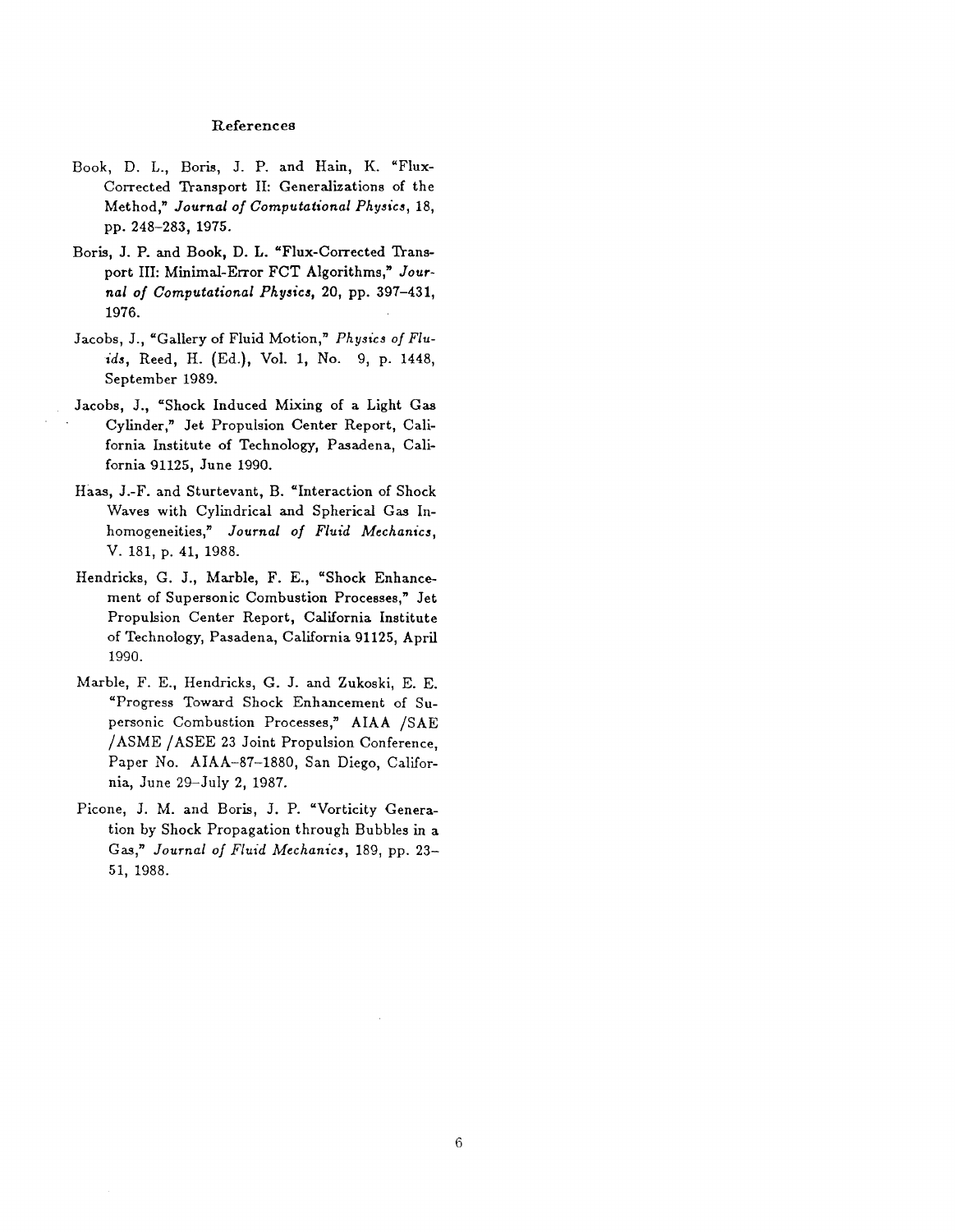## References

Book, D. L., Boris, J. P. and Hain, K. "Flux-Corrected Transport II: Generalizations of the Method," *Journal of Computational Physics*, 18, pp. 248–283, 1975.

Boris, J. P. and Book, D. L. "Flux-Corrected Transport III: Minimal-Error FCT Algorithms," *Journal of Computational Physics*, 20, pp. 397–431, 1976.

Jacobs, J., "Gallery of Fluid Motion," *Physics of Fluids*, Reed, H. (Ed.), Vol. 1, No. 9, p. 1448, September 1989.

Jacobs, J., "Shock Induced Mixing of a Light Gas Cylinder," Jet Propulsion Center Report, California Institute of Technology, Pasadena, California 91125, June 1990.

Haas, J.-F. and Sturtevant, B. "Interaction of Shock Waves with Cylindrical and Spherical Gas Inhomogeneities," *Journal of Fluid Mechanics*, V. 181, p. 41, 1988.

Hendricks, G. J., Marble, F. E., "Shock Enhancement of Supersonic Combustion Processes," Jet Propulsion Center Report, California Institute of Technology, Pasadena, California 91125, April 1990.

Marble, F. E., Hendricks, G. J. and Zukoski, E. E. "Progress Toward Shock Enhancement of Supersonic Combustion Processes," AIAA /SAE /ASME /ASEE 23 Joint Propulsion Conference, Paper No. AIAA–87–1880, San Diego, California, June 29–July 2, 1987.

Picone, J. M. and Boris, J. P. "Vorticity Generation by Shock Propagation through Bubbles in a Gas," *Journal of Fluid Mechanics*, 189, pp. 23–51, 1988.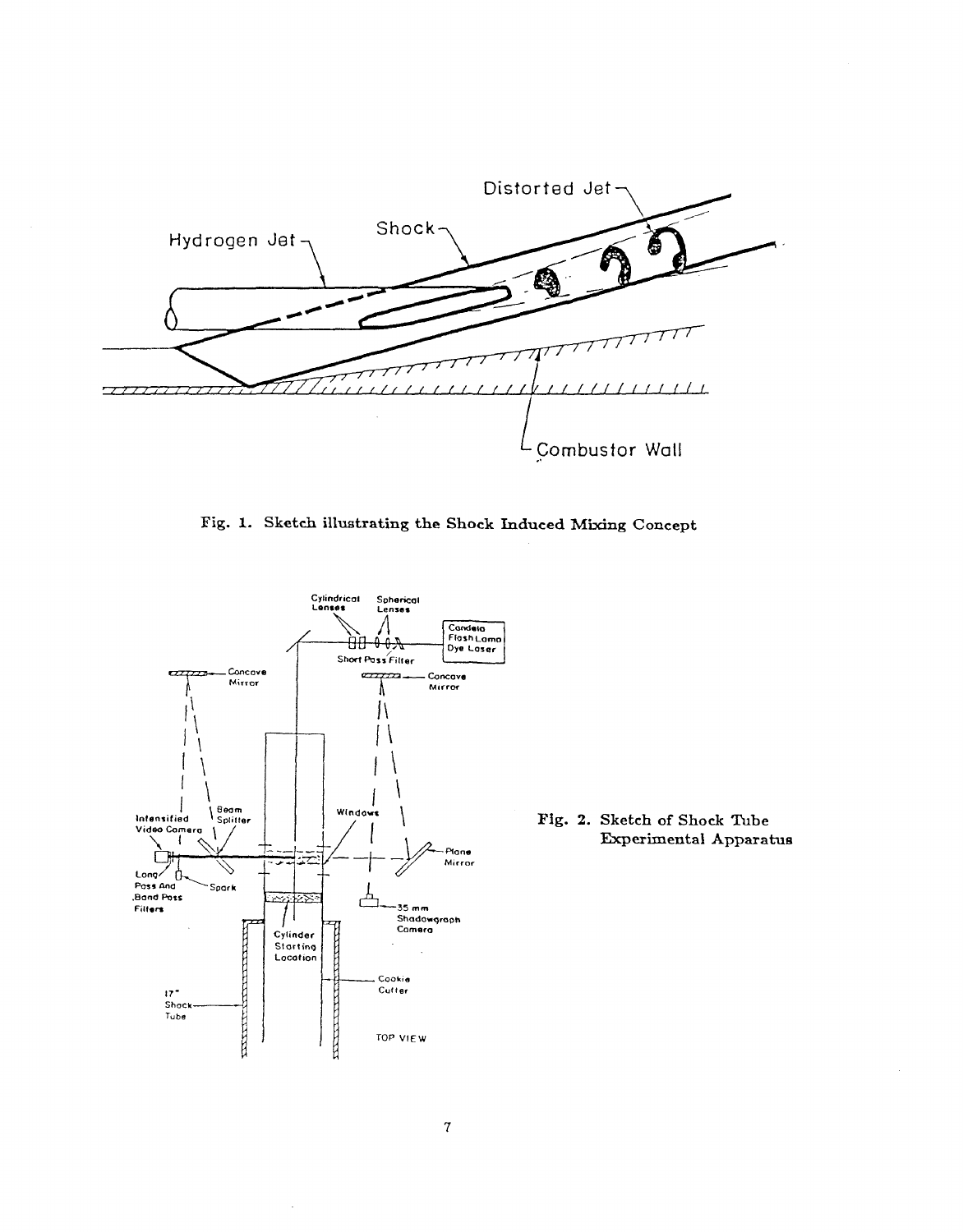Fig. 1. Sketch illustrating the Shock Induced Mixing Concept

Fig. 2. Sketch of Shock Tube Experimental Apparatus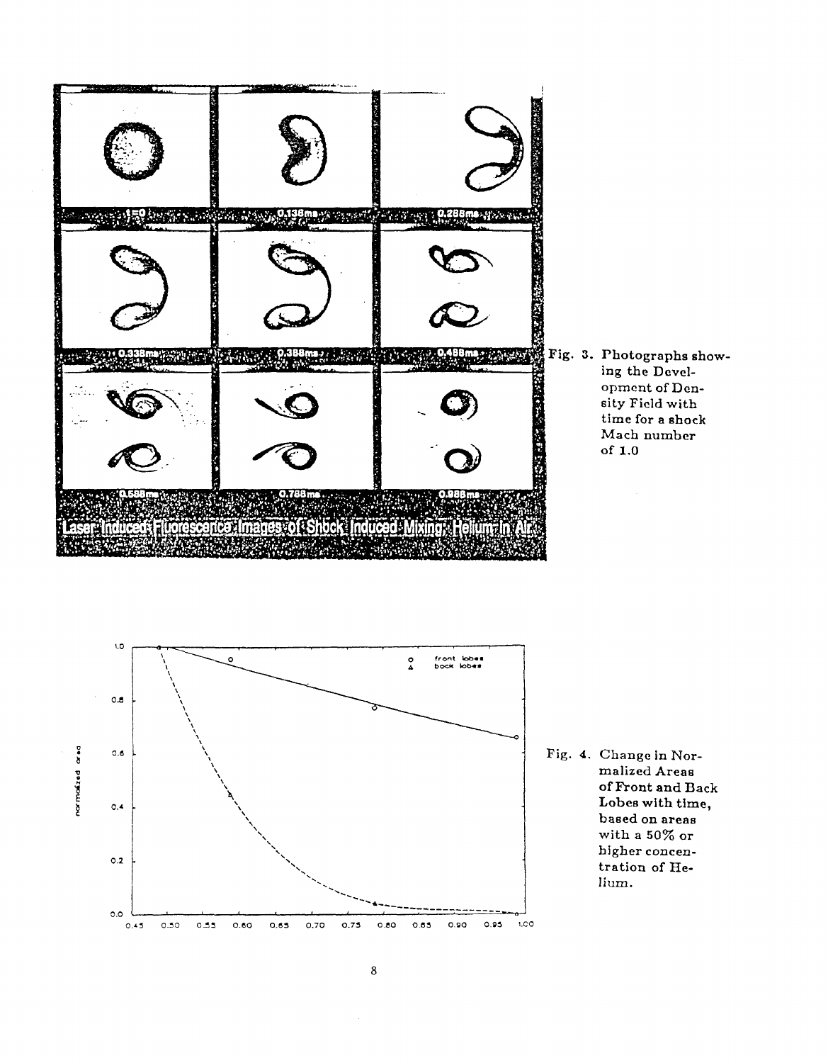Fig. 3. Photographs showing the Development of Density Field with time for a shock Mach number of 1.0

Fig. 4. Change in Normalized Areas of Front and Back Lobes with time, based on areas with a 50% or higher concentration of Helium.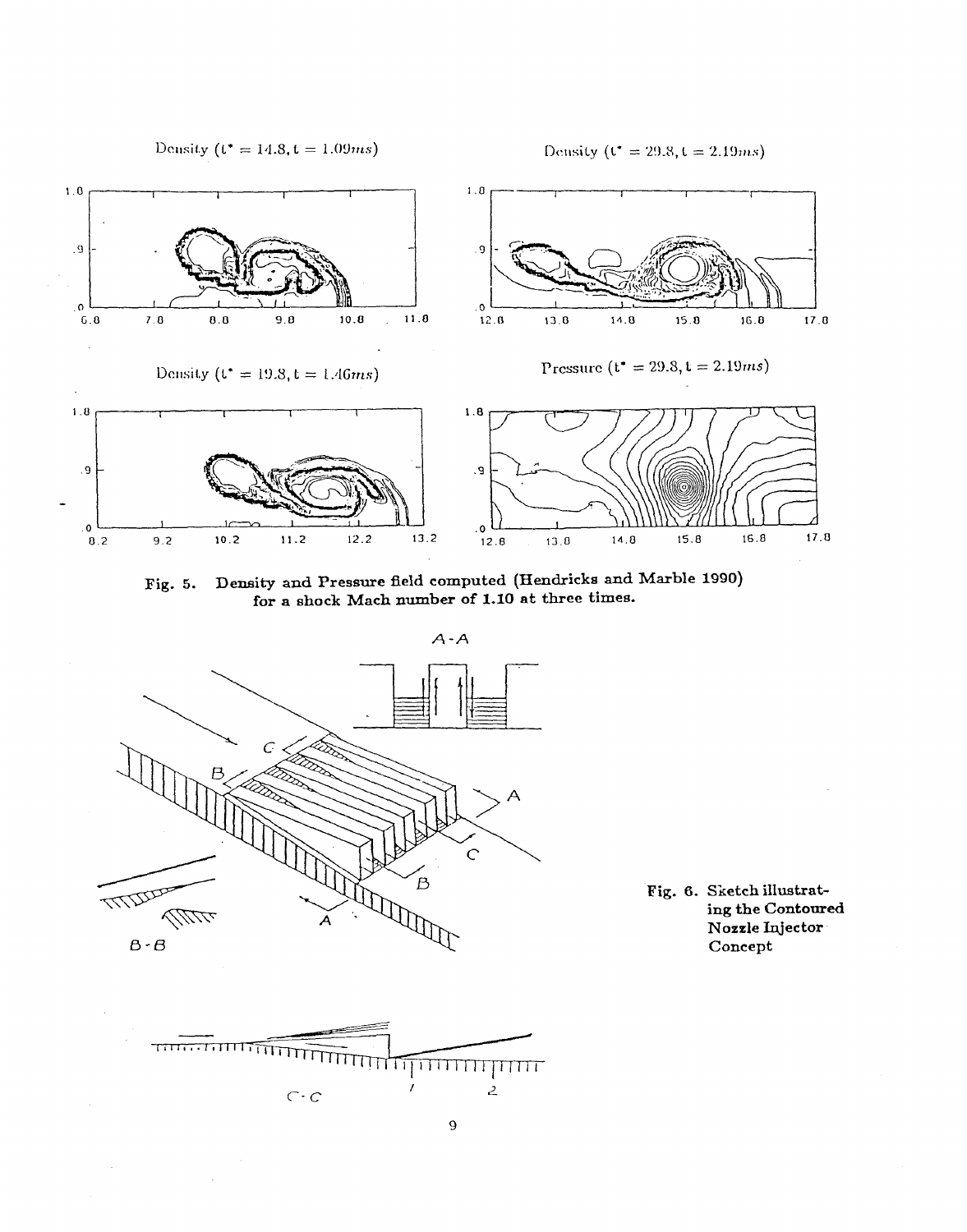Density ($t^* = 14.8, t = 1.09ms$)

Density ($t^* = 29.8, t = 2.19ms$)

Density ($t^* = 19.8, t = 1.46ms$)

Pressure ($t^* = 29.8, t = 2.19ms$)

**Fig. 5. Density and Pressure field computed (Hendricks and Marble 1990) for a shock Mach number of 1.10 at three times.**

**Fig. 6. Sketch illustrating the Contoured Nozzle Injector Concept**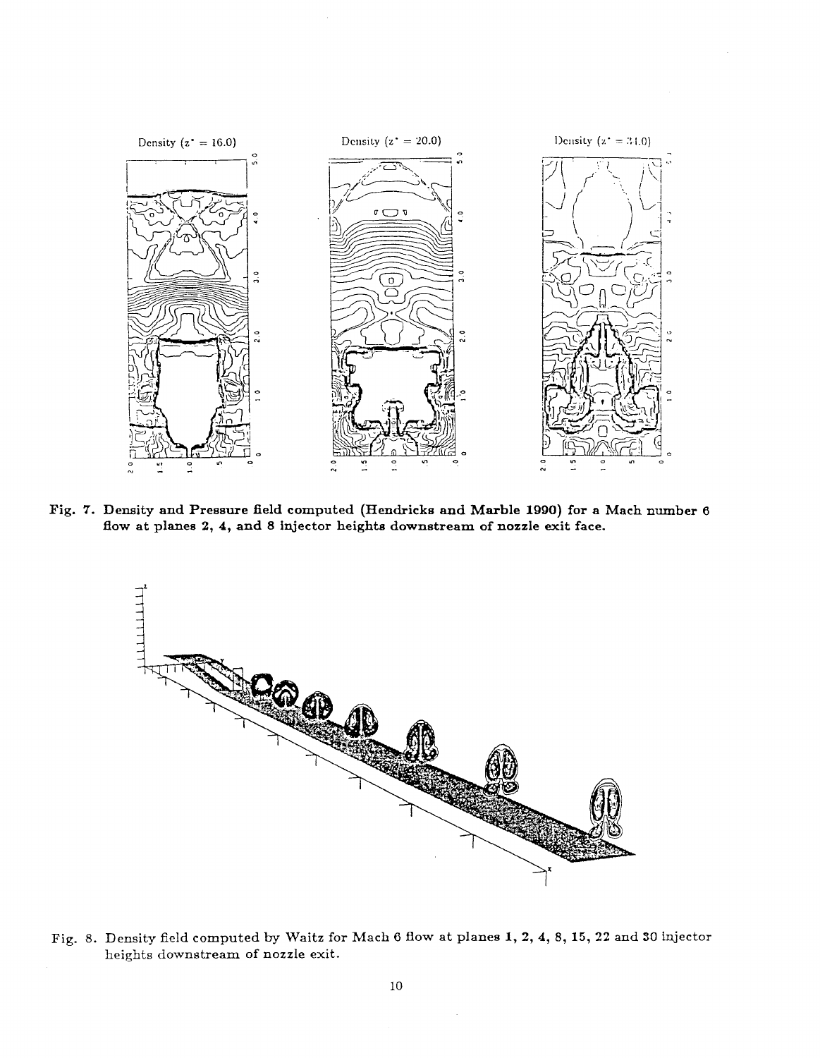**Fig. 7. Density and Pressure field computed (Hendricks and Marble 1990) for a Mach number 6 flow at planes 2, 4, and 8 injector heights downstream of nozzle exit face.**

Fig. 8. Density field computed by Waitz for Mach 6 flow at planes 1, 2, 4, 8, 15, 22 and 30 injector heights downstream of nozzle exit.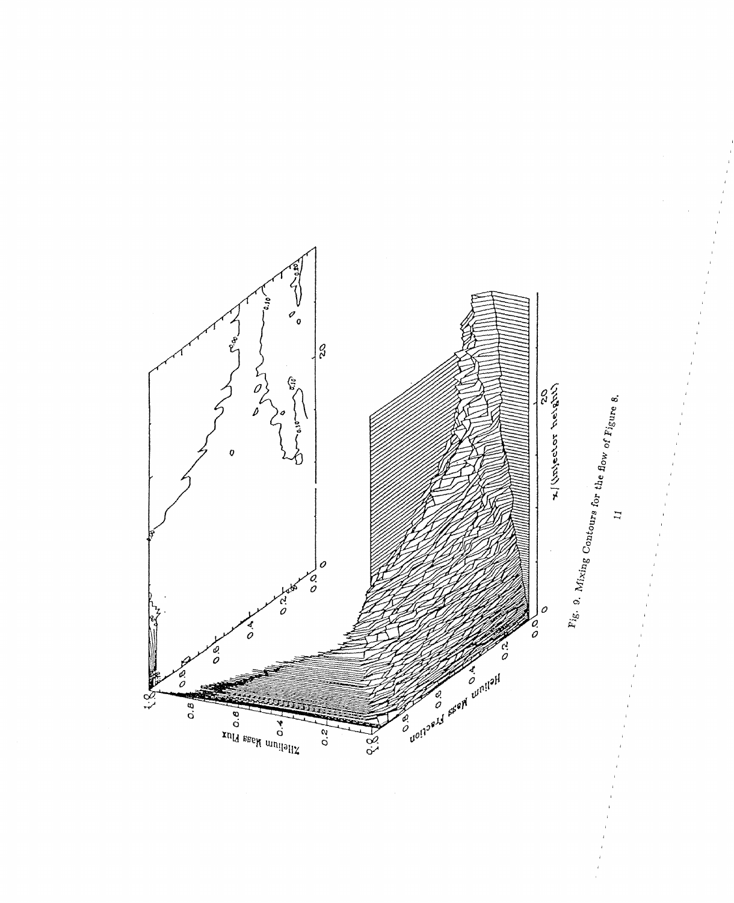%Helium Mass Flux

1.0
0.8
0.6
0.4
0.2
0.0

Helium Mass Fraction

0.8
0.6
0.4
0.2
0.0

0
20

x/(injector height)

0.00
0.10
0.20

Fig. 9. Mixing Contours for the flow of Figure 8.